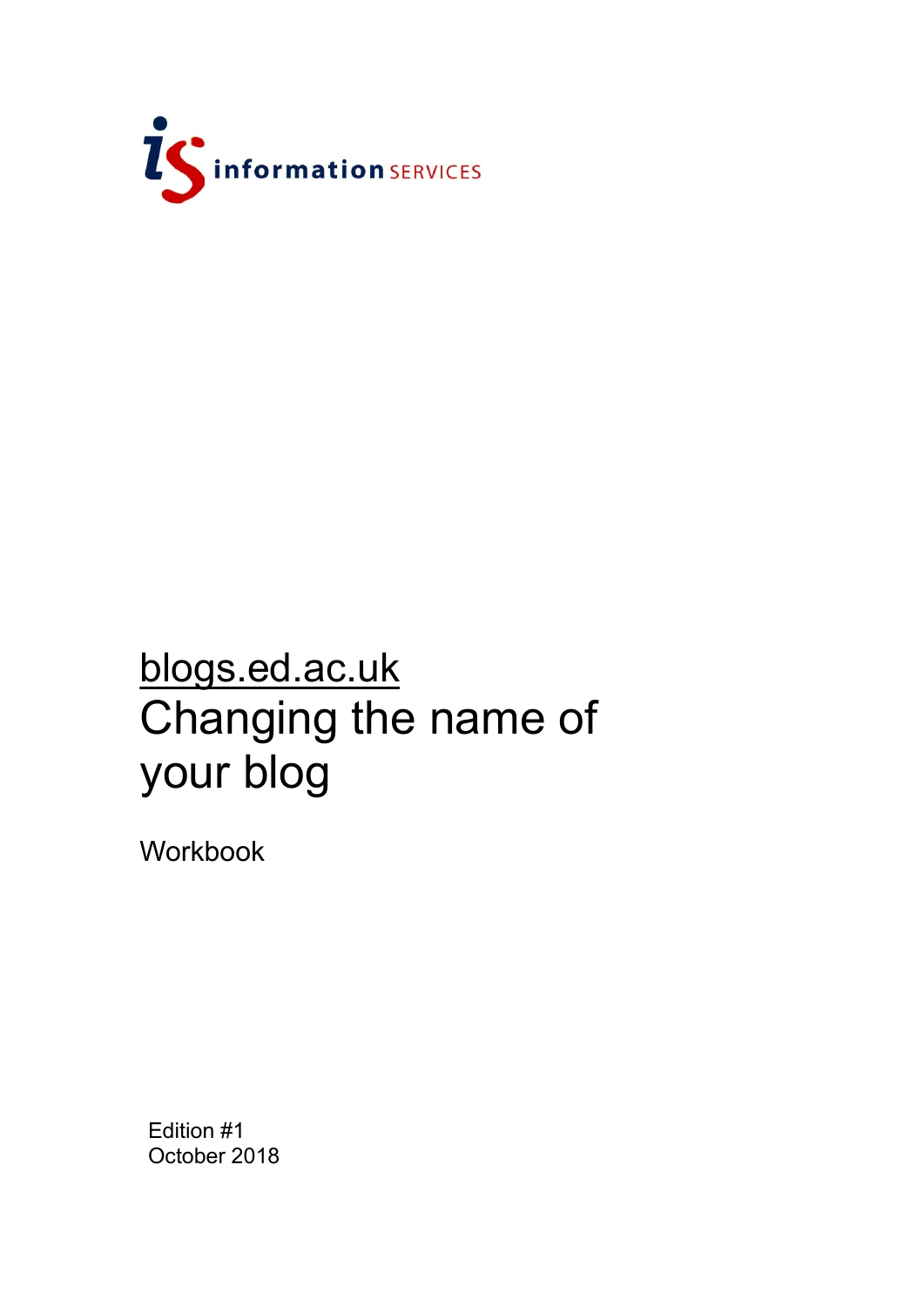information SERVICES

# blogs.ed.ac.uk
# Changing the name of your blog

Workbook

Edition #1
October 2018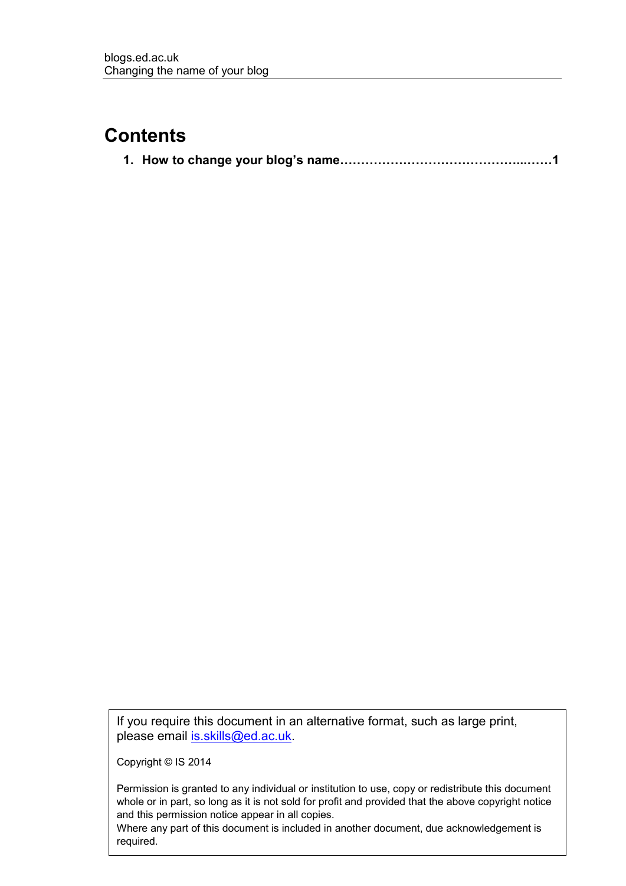# Contents

**1. How to change your blog's name……………………………………...……1**

If you require this document in an alternative format, such as large print, please email is.skills@ed.ac.uk.

Copyright © IS 2014

Permission is granted to any individual or institution to use, copy or redistribute this document whole or in part, so long as it is not sold for profit and provided that the above copyright notice and this permission notice appear in all copies.
Where any part of this document is included in another document, due acknowledgement is required.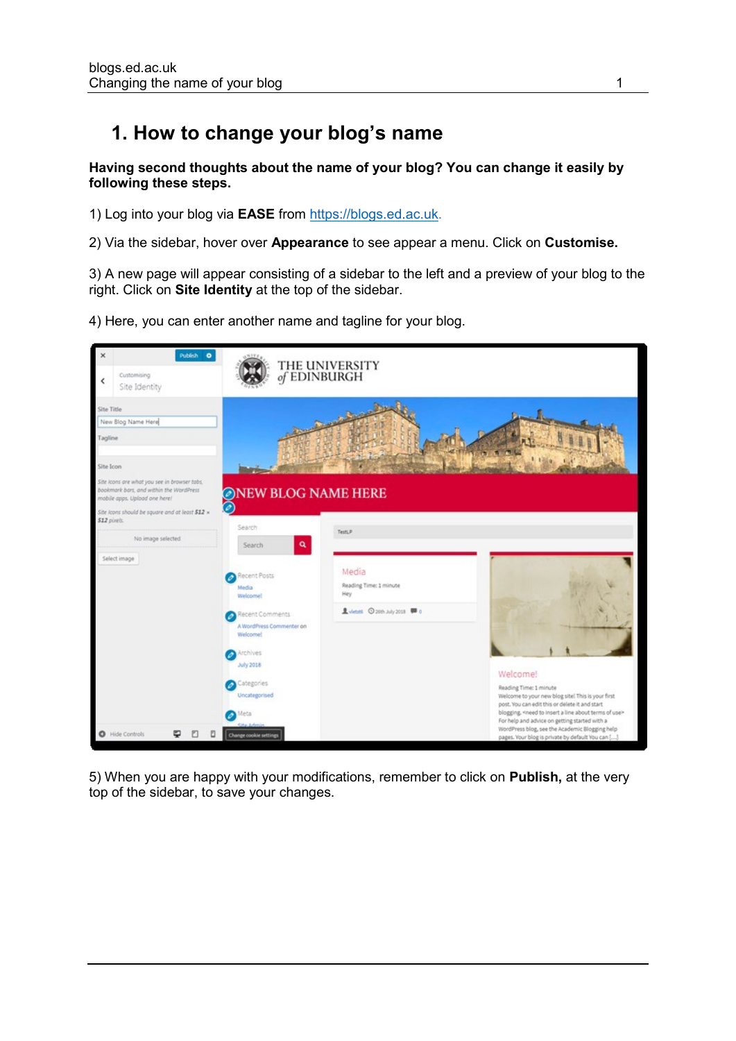# 1. How to change your blog's name

**Having second thoughts about the name of your blog? You can change it easily by following these steps.**

1) Log into your blog via **EASE** from [https://blogs.ed.ac.uk](https://blogs.ed.ac.uk).

2) Via the sidebar, hover over **Appearance** to see appear a menu. Click on **Customise.**

3) A new page will appear consisting of a sidebar to the left and a preview of your blog to the right. Click on **Site Identity** at the top of the sidebar.

4) Here, you can enter another name and tagline for your blog.

5) When you are happy with your modifications, remember to click on **Publish,** at the very top of the sidebar, to save your changes.